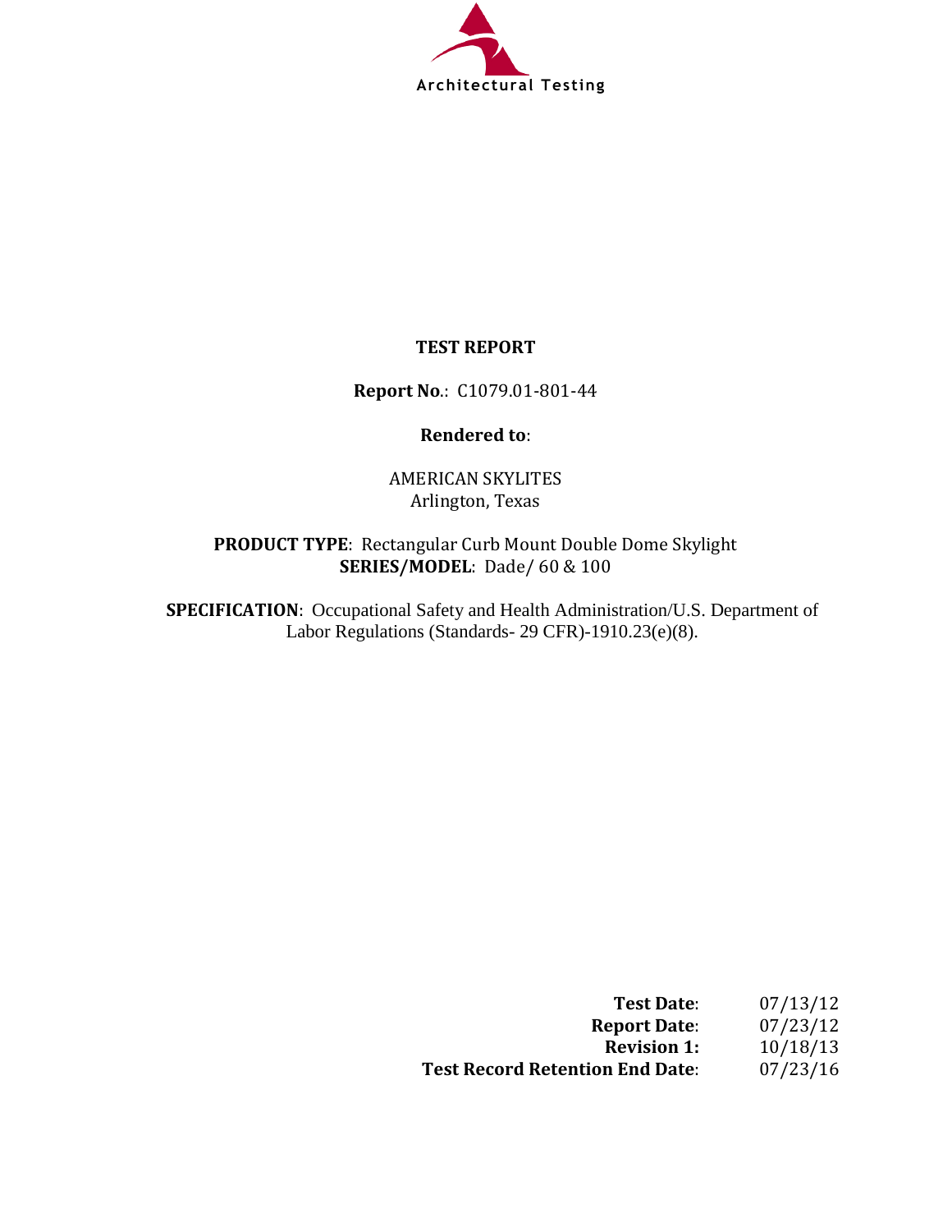Architectural Testing

# TEST REPORT

**Report No**.: C1079.01-801-44

**Rendered to**:

AMERICAN SKYLITES
Arlington, Texas

**PRODUCT TYPE**: Rectangular Curb Mount Double Dome Skylight
**SERIES/MODEL**: Dade/ 60 & 100

**SPECIFICATION**: Occupational Safety and Health Administration/U.S. Department of Labor Regulations (Standards- 29 CFR)-1910.23(e)(8).

| | |
|---|---|
| **Test Date**: | 07/13/12 |
| **Report Date**: | 07/23/12 |
| **Revision 1:** | 10/18/13 |
| **Test Record Retention End Date**: | 07/23/16 |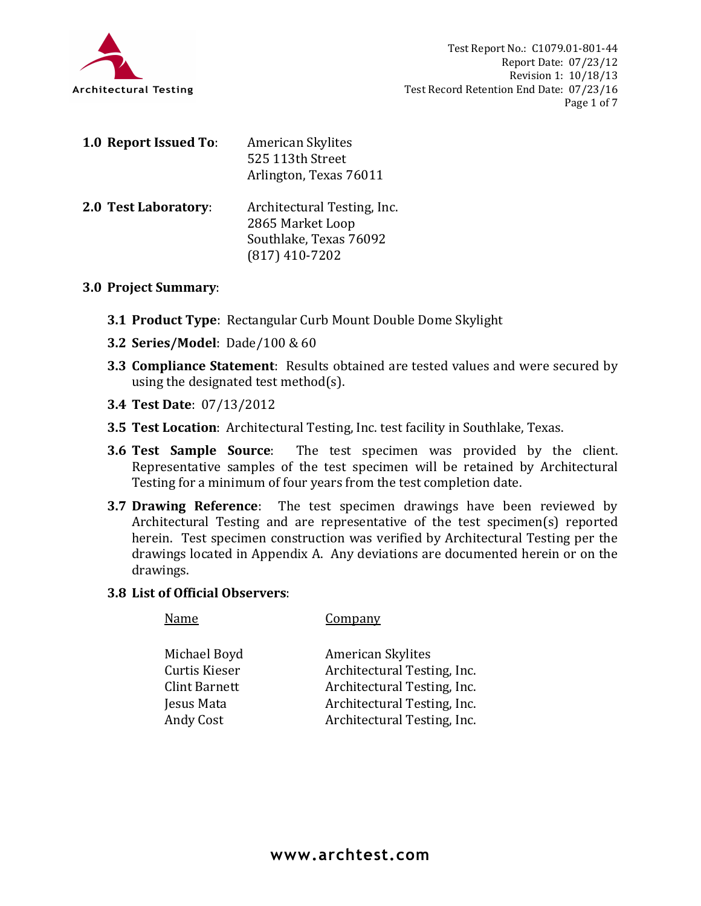Test Report No.: C1079.01-801-44
Report Date: 07/23/12
Revision 1: 10/18/13
Test Record Retention End Date: 07/23/16

**1.0 Report Issued To**: American Skylites
525 113th Street
Arlington, Texas 76011

**2.0 Test Laboratory**: Architectural Testing, Inc.
2865 Market Loop
Southlake, Texas 76092
(817) 410-7202

**3.0 Project Summary**:

**3.1 Product Type**: Rectangular Curb Mount Double Dome Skylight

**3.2 Series/Model**: Dade/100 & 60

**3.3 Compliance Statement**: Results obtained are tested values and were secured by using the designated test method(s).

**3.4 Test Date**: 07/13/2012

**3.5 Test Location**: Architectural Testing, Inc. test facility in Southlake, Texas.

**3.6 Test Sample Source**: The test specimen was provided by the client. Representative samples of the test specimen will be retained by Architectural Testing for a minimum of four years from the test completion date.

**3.7 Drawing Reference**: The test specimen drawings have been reviewed by Architectural Testing and are representative of the test specimen(s) reported herein. Test specimen construction was verified by Architectural Testing per the drawings located in Appendix A. Any deviations are documented herein or on the drawings.

**3.8 List of Official Observers**:

| Name | Company |
|---|---|
| Michael Boyd | American Skylites |
| Curtis Kieser | Architectural Testing, Inc. |
| Clint Barnett | Architectural Testing, Inc. |
| Jesus Mata | Architectural Testing, Inc. |
| Andy Cost | Architectural Testing, Inc. |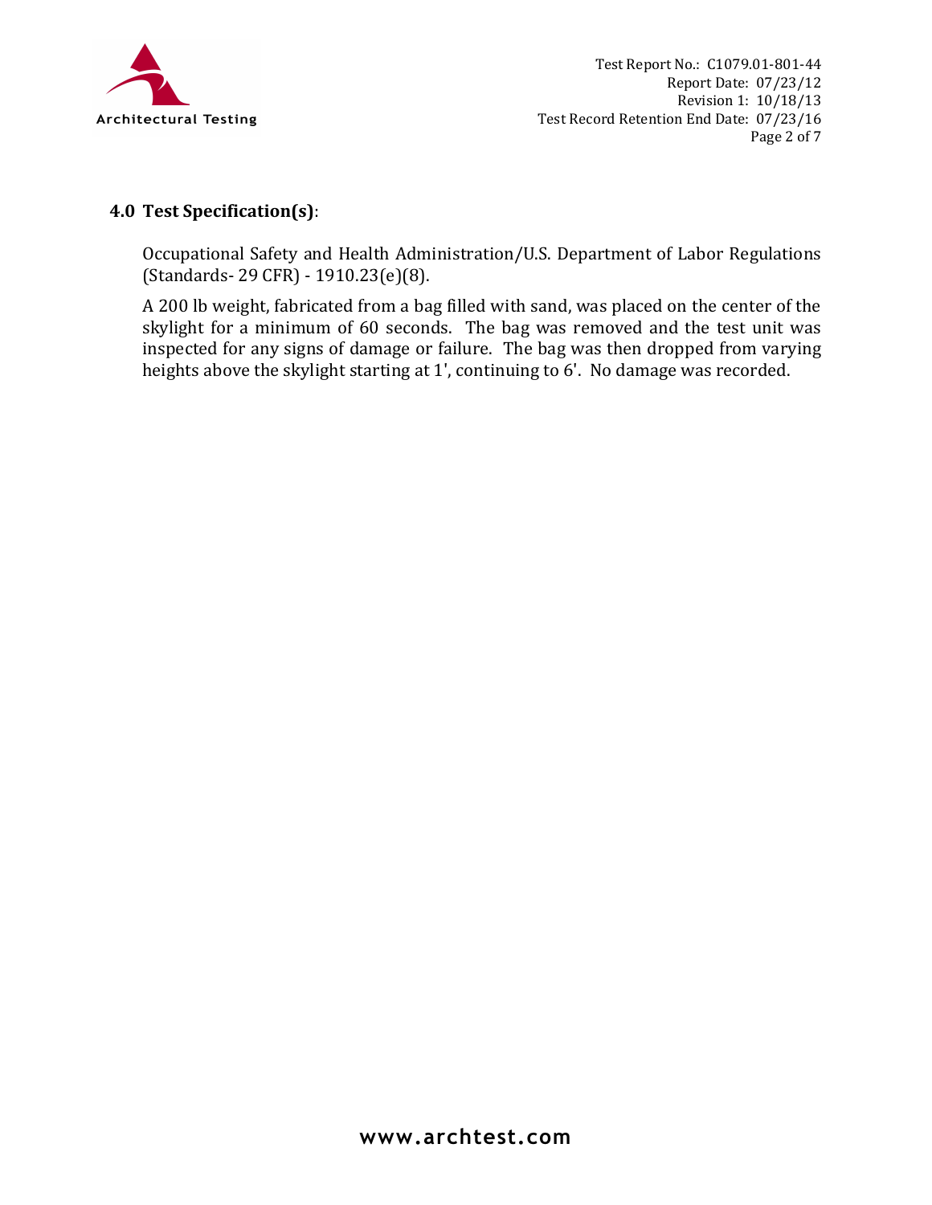## 4.0 Test Specification(s):

Occupational Safety and Health Administration/U.S. Department of Labor Regulations (Standards- 29 CFR) - 1910.23(e)(8).

A 200 lb weight, fabricated from a bag filled with sand, was placed on the center of the skylight for a minimum of 60 seconds. The bag was removed and the test unit was inspected for any signs of damage or failure. The bag was then dropped from varying heights above the skylight starting at 1', continuing to 6'. No damage was recorded.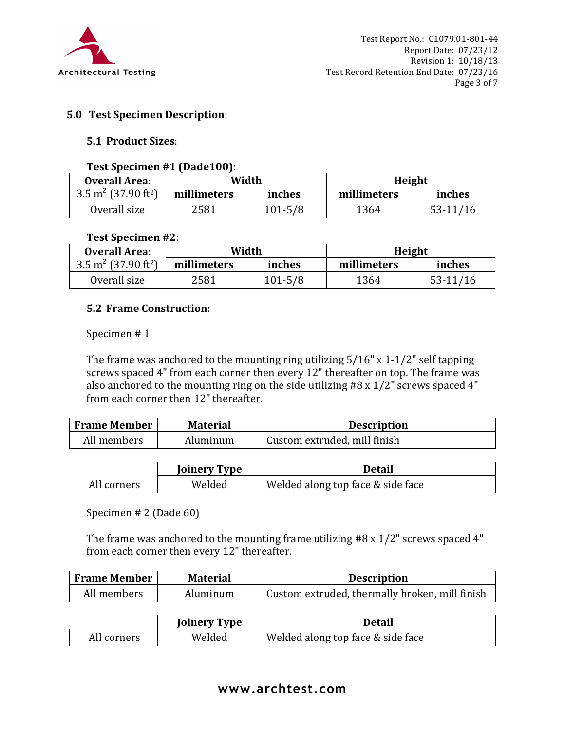## 5.0 Test Specimen Description:

### 5.1 Product Sizes:

**Test Specimen #1 (Dade100)**:

| **Overall Area**: | **Width** | | **Height** | |
|---|---|---|---|---|
| 3.5 $m^2$ (37.90 $ft^2$) | **millimeters** | **inches** | **millimeters** | **inches** |
| Overall size | 2581 | 101-5/8 | 1364 | 53-11/16 |

**Test Specimen #2**:

| **Overall Area**: | **Width** | | **Height** | |
|---|---|---|---|---|
| 3.5 $m^2$ (37.90 $ft^2$) | **millimeters** | **inches** | **millimeters** | **inches** |
| Overall size | 2581 | 101-5/8 | 1364 | 53-11/16 |

### 5.2 Frame Construction:

Specimen # 1

The frame was anchored to the mounting ring utilizing 5/16" x 1-1/2" self tapping screws spaced 4" from each corner then every 12" thereafter on top. The frame was also anchored to the mounting ring on the side utilizing #8 x 1/2" screws spaced 4" from each corner then 12" thereafter.

| **Frame Member** | **Material** | **Description** |
|---|---|---|
| All members | Aluminum | Custom extruded, mill finish |

| | **Joinery Type** | **Detail** |
|---|---|---|
| All corners | Welded | Welded along top face & side face |

Specimen # 2 (Dade 60)

The frame was anchored to the mounting frame utilizing #8 x 1/2" screws spaced 4" from each corner then every 12" thereafter.

| **Frame Member** | **Material** | **Description** |
|---|---|---|
| All members | Aluminum | Custom extruded, thermally broken, mill finish |

| | **Joinery Type** | **Detail** |
|---|---|---|
| All corners | Welded | Welded along top face & side face |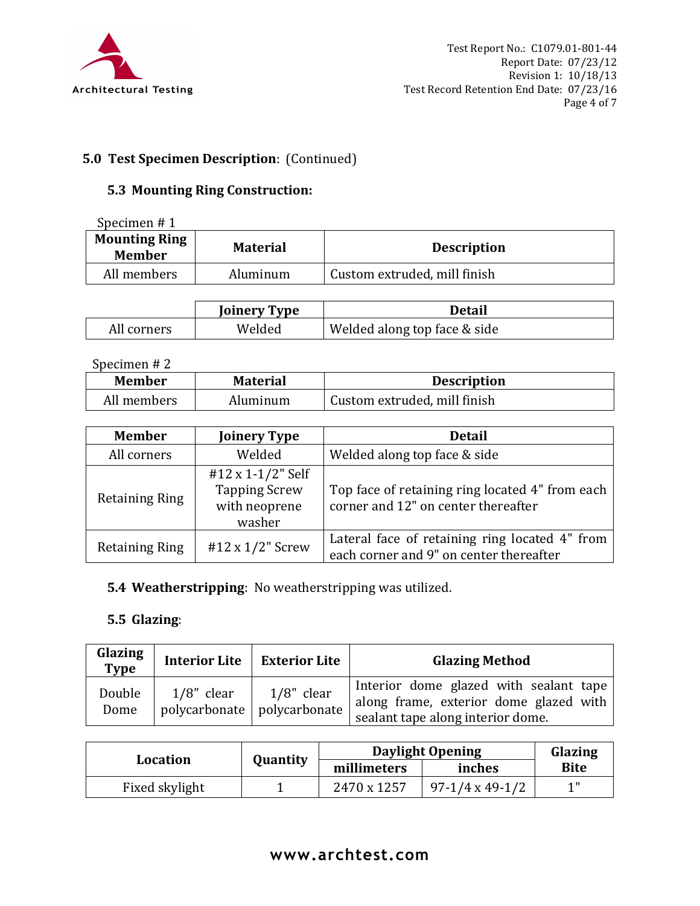## 5.0 Test Specimen Description: (Continued)

### 5.3 Mounting Ring Construction:

Specimen # 1

| Mounting Ring Member | Material | Description |
|---|---|---|
| All members | Aluminum | Custom extruded, mill finish |

| | Joinery Type | Detail |
|---|---|---|
| All corners | Welded | Welded along top face & side |

Specimen # 2

| Member | Material | Description |
|---|---|---|
| All members | Aluminum | Custom extruded, mill finish |

| Member | Joinery Type | Detail |
|---|---|---|
| All corners | Welded | Welded along top face & side |
| Retaining Ring | #12 x 1-1/2" Self Tapping Screw with neoprene washer | Top face of retaining ring located 4" from each corner and 12" on center thereafter |
| Retaining Ring | #12 x 1/2" Screw | Lateral face of retaining ring located 4" from each corner and 9" on center thereafter |

### 5.4 Weatherstripping: No weatherstripping was utilized.

### 5.5 Glazing:

| Glazing Type | Interior Lite | Exterior Lite | Glazing Method |
|---|---|---|---|
| Double Dome | 1/8" clear polycarbonate | 1/8" clear polycarbonate | Interior dome glazed with sealant tape along frame, exterior dome glazed with sealant tape along interior dome. |

| Location | Quantity | Daylight Opening | | Glazing Bite |
|---|---|---|---|---|
| | | millimeters | inches | |
| Fixed skylight | 1 | 2470 x 1257 | 97-1/4 x 49-1/2 | 1" |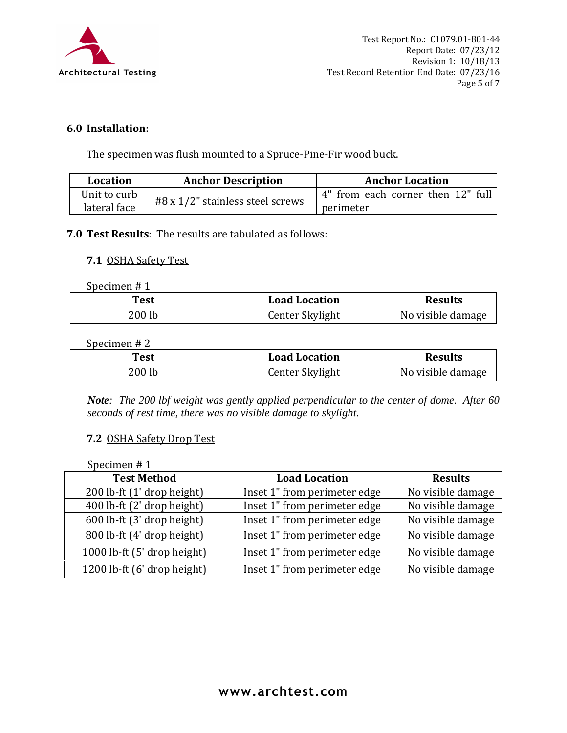## 6.0 Installation:

The specimen was flush mounted to a Spruce-Pine-Fir wood buck.

| Location | Anchor Description | Anchor Location |
|---|---|---|
| Unit to curb lateral face | #8 x 1/2" stainless steel screws | 4" from each corner then 12" full perimeter |

## 7.0 Test Results: The results are tabulated as follows:

### 7.1 OSHA Safety Test

Specimen # 1

| Test | Load Location | Results |
|---|---|---|
| 200 lb | Center Skylight | No visible damage |

Specimen # 2

| Test | Load Location | Results |
|---|---|---|
| 200 lb | Center Skylight | No visible damage |

***Note**: The 200 lbf weight was gently applied perpendicular to the center of dome. After 60 seconds of rest time, there was no visible damage to skylight.*

### 7.2 OSHA Safety Drop Test

Specimen # 1

| Test Method | Load Location | Results |
|---|---|---|
| 200 lb-ft (1' drop height) | Inset 1" from perimeter edge | No visible damage |
| 400 lb-ft (2' drop height) | Inset 1" from perimeter edge | No visible damage |
| 600 lb-ft (3' drop height) | Inset 1" from perimeter edge | No visible damage |
| 800 lb-ft (4' drop height) | Inset 1" from perimeter edge | No visible damage |
| 1000 lb-ft (5' drop height) | Inset 1" from perimeter edge | No visible damage |
| 1200 lb-ft (6' drop height) | Inset 1" from perimeter edge | No visible damage |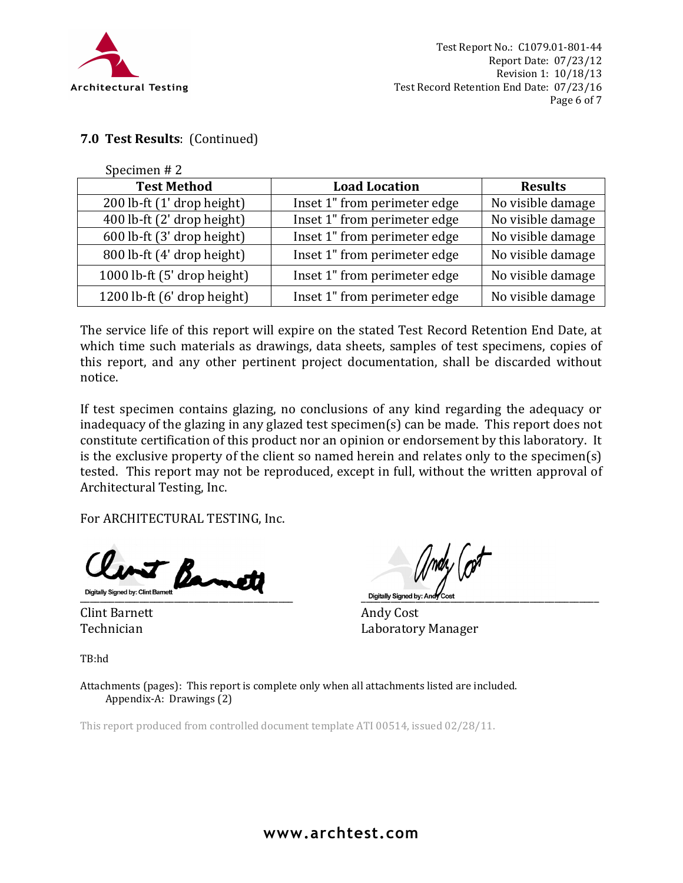## 7.0 Test Results: (Continued)

Specimen # 2

| Test Method | Load Location | Results |
|---|---|---|
| 200 lb-ft (1' drop height) | Inset 1" from perimeter edge | No visible damage |
| 400 lb-ft (2' drop height) | Inset 1" from perimeter edge | No visible damage |
| 600 lb-ft (3' drop height) | Inset 1" from perimeter edge | No visible damage |
| 800 lb-ft (4' drop height) | Inset 1" from perimeter edge | No visible damage |
| 1000 lb-ft (5' drop height) | Inset 1" from perimeter edge | No visible damage |
| 1200 lb-ft (6' drop height) | Inset 1" from perimeter edge | No visible damage |

The service life of this report will expire on the stated Test Record Retention End Date, at which time such materials as drawings, data sheets, samples of test specimens, copies of this report, and any other pertinent project documentation, shall be discarded without notice.

If test specimen contains glazing, no conclusions of any kind regarding the adequacy or inadequacy of the glazing in any glazed test specimen(s) can be made. This report does not constitute certification of this product nor an opinion or endorsement by this laboratory. It is the exclusive property of the client so named herein and relates only to the specimen(s) tested. This report may not be reproduced, except in full, without the written approval of Architectural Testing, Inc.

For ARCHITECTURAL TESTING, Inc.

Digitally Signed by: Clint Barnett

Clint Barnett
Technician

Digitally Signed by: Andy Cost

Andy Cost
Laboratory Manager

TB:hd

Attachments (pages): This report is complete only when all attachments listed are included.
Appendix-A: Drawings (2)

This report produced from controlled document template ATI 00514, issued 02/28/11.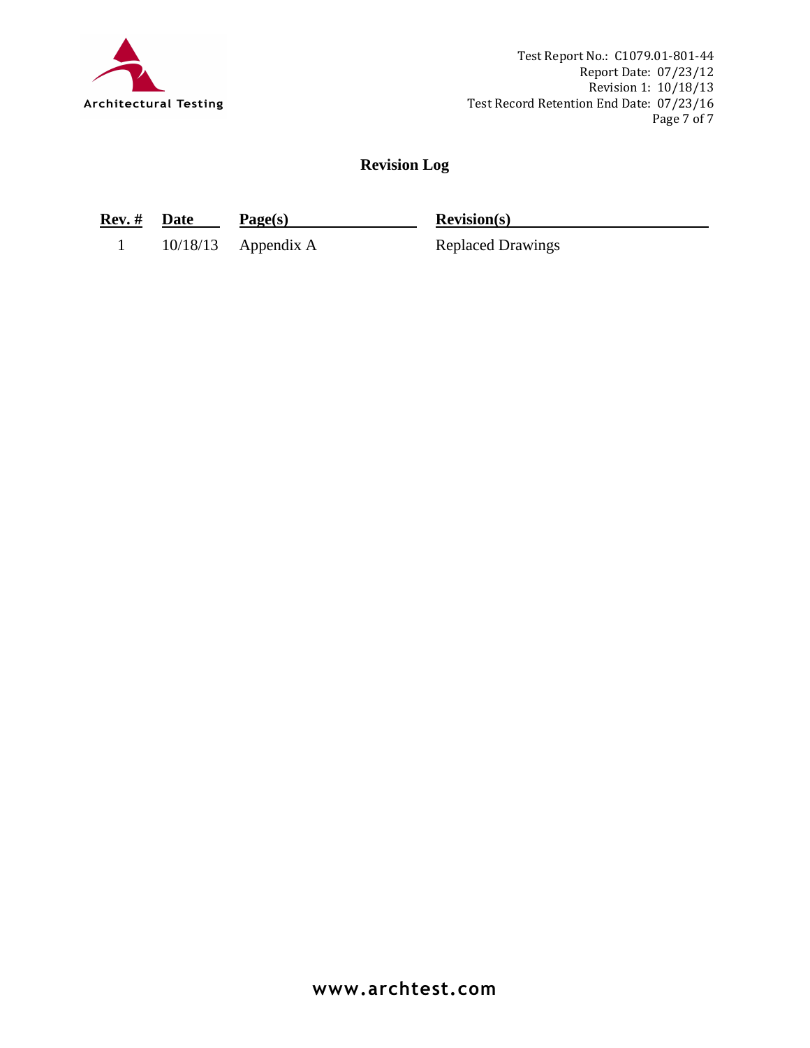## Revision Log

| Rev. # | Date | Page(s) | Revision(s) |
|---|---|---|---|
| 1 | 10/18/13 | Appendix A | Replaced Drawings |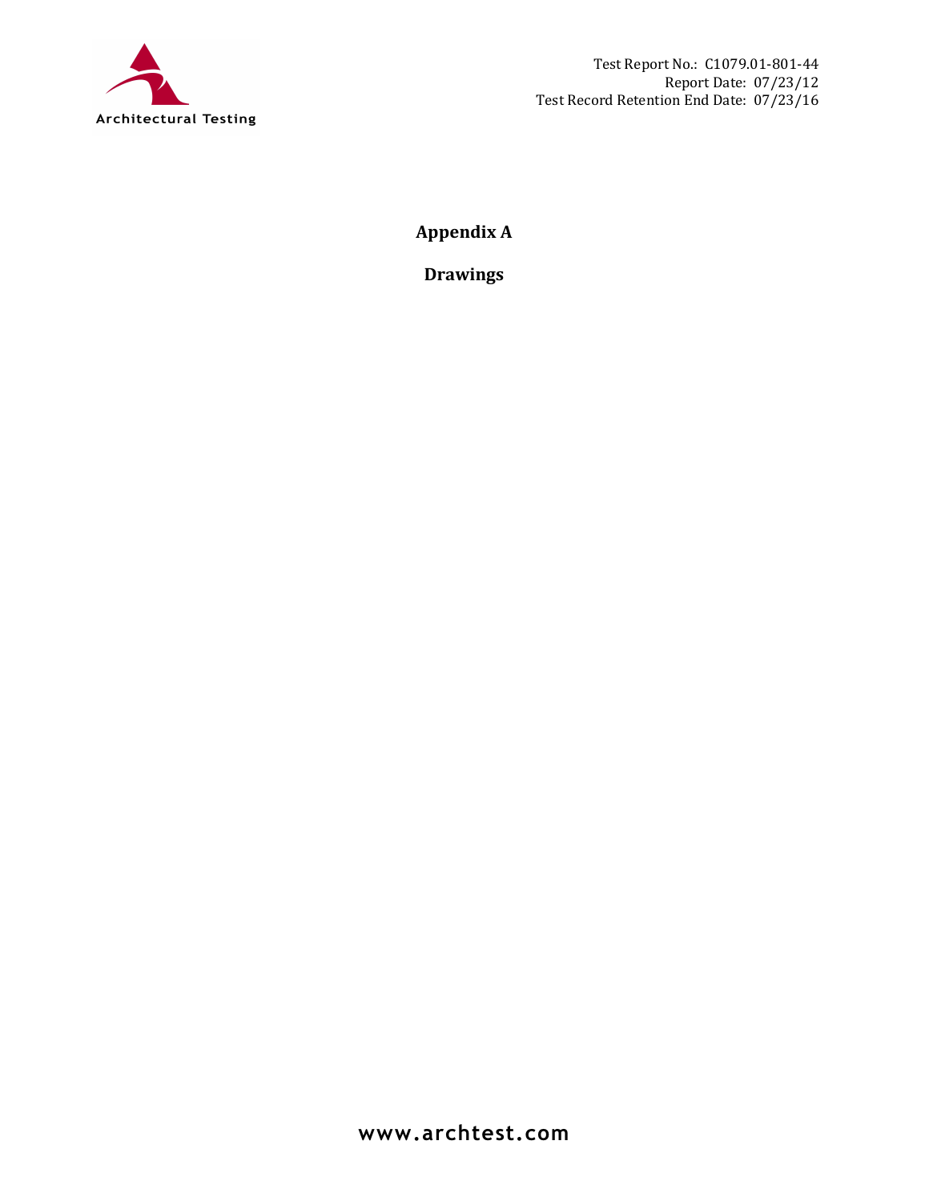# Appendix A

## Drawings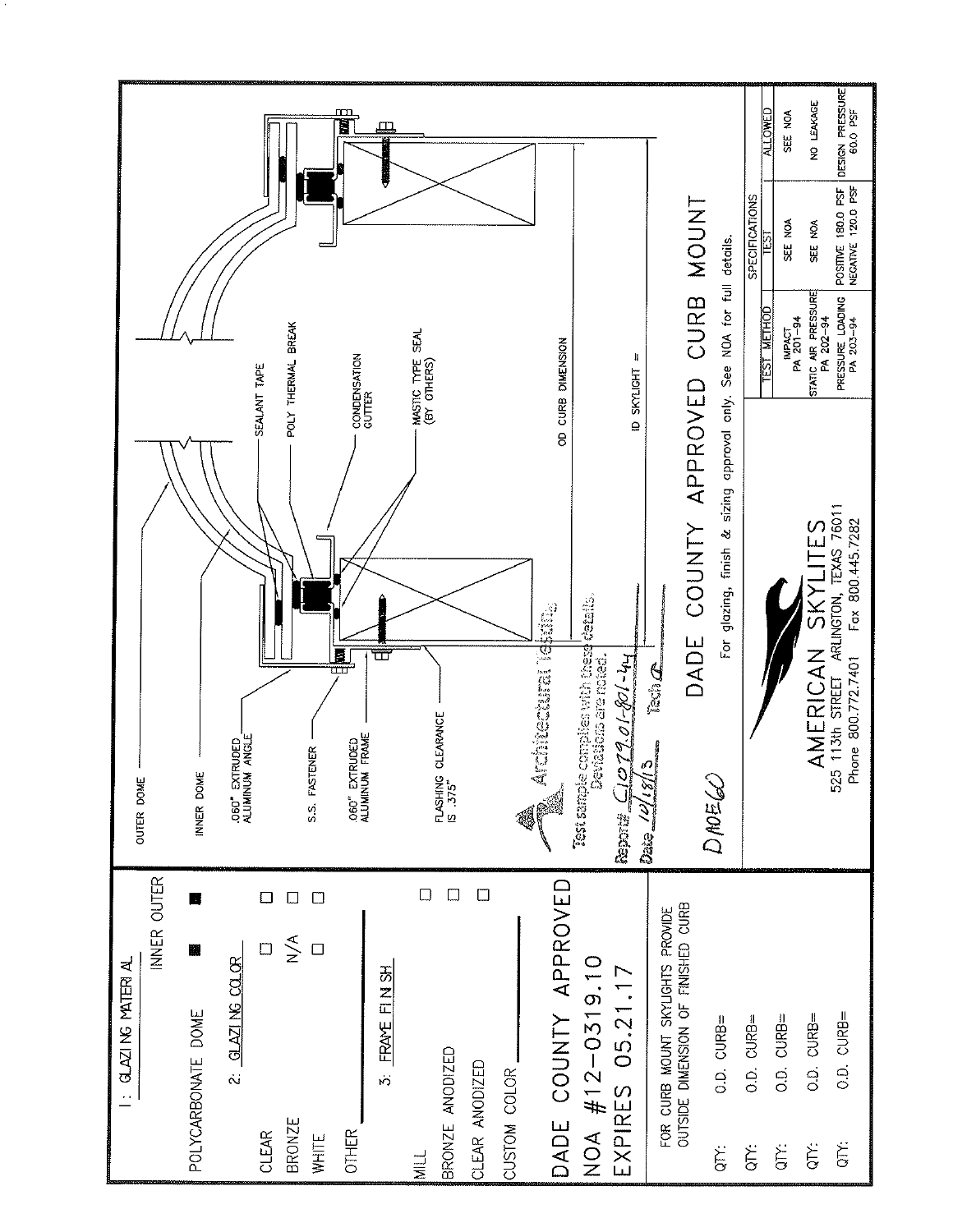## 1: GLAZING MATERIAL

| | INNER | OUTER |
|---|---|---|
| POLYCARBONATE DOME | ■ | ■ |

## 2: GLAZING COLOR

| | INNER | OUTER |
|---|---|---|
| CLEAR | ☐ | ☐ |
| BRONZE | N/A | ☐ |
| WHITE | ☐ | ☐ |
| OTHER | | |

## 3: FRAME FINISH

| | |
|---|---|
| MILL | ☐ |
| BRONZE ANODIZED | ☐ |
| CLEAR ANODIZED | ☐ |
| CUSTOM COLOR | |

# DADE COUNTY APPROVED
# NOA #12-0319.10
# EXPIRES 05.21.17

FOR CURB MOUNT SKYLIGHTS PROVIDE OUTSIDE DIMENSION OF FINISHED CURB

QTY: O.D. CURB=

QTY: O.D. CURB=

QTY: O.D. CURB=

QTY: O.D. CURB=

QTY: O.D. CURB=

OUTER DOME

INNER DOME

.060" EXTRUDED ALUMINUM ANGLE

S.S. FASTENER

.060" EXTRUDED ALUMINUM FRAME

FLASHING CLEARANCE IS .375"

SEALANT TAPE

POLY THERMAL BREAK

CONDENSATION GUTTER

MASTIC TYPE SEAL (BY OTHERS)

OD CURB DIMENSION

ID SKYLIGHT =

Architectural Testing

Test sample complies with these details. Deviations are noted.

Report: C1079.01-801-44

Date: 10/18/13 Tech: [signature]

DAOE60

# DADE COUNTY APPROVED CURB MOUNT

For glazing, finish & sizing approval only. See NOA for full details.

AMERICAN SKYLITES

525 113th STREET ARLINGTON, TEXAS 76011

Phone 800.772.7401 Fax 800.445.7282

| SPECIFICATIONS | | |
|---|---|---|
| TEST METHOD | TEST | ALLOWED |
| IMPACT PA 201-94 | SEE NOA | SEE NOA |
| STATIC AIR PRESSURE PA 202-94 | SEE NOA | NO LEAKAGE |
| PRESSURE LOADING PA 203-94 | POSITIVE 180.0 PSF NEGATIVE 120.0 PSF | DESIGN PRESSURE 60.0 PSF |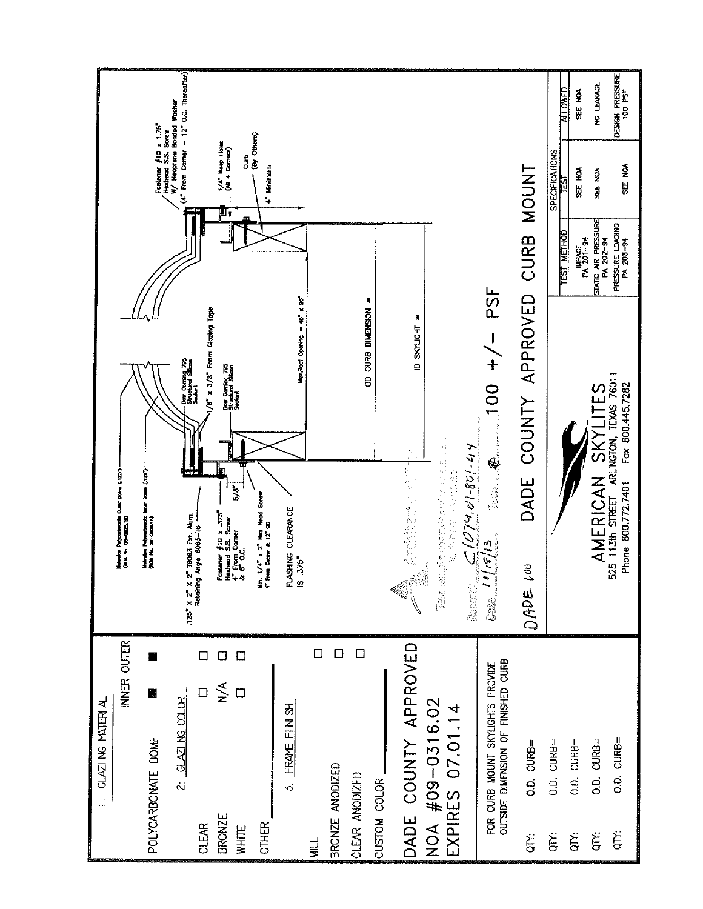1: GLAZING MATERIAL

| | INNER | OUTER |
|---|---|---|
| POLYCARBONATE DOME | ■ | ■ |

2: GLAZING COLOR

| | | |
|---|---|---|
| CLEAR | ☐ | ☐ |
| BRONZE | N/A | ☐ |
| WHITE | ☐ | ☐ |
| OTHER | | |

3: FRAME FINISH

| | |
|---|---|
| MILL | ☐ |
| BRONZE ANODIZED | ☐ |
| CLEAR ANODIZED | ☐ |
| CUSTOM COLOR | |

**DADE COUNTY APPROVED**
**NOA #09-0316.02**
**EXPIRES 07.01.14**

FOR CURB MOUNT SKYLIGHTS PROVIDE OUTSIDE DIMENSION OF FINISHED CURB

QTY: O.D. CURB=

QTY: O.D. CURB=

QTY: O.D. CURB=

QTY: O.D. CURB=

QTY: O.D. CURB=

Makrolon Polycarbonate Outer Dome (.125") (NOA No. 08-0826.18)

Makrolon Polycarbonate Inner Dome (.125") (NOA No. 08-0826.18)

.125" X 2" X 2" T6063 Ext. Alum. Retaining Angle 6063-T6

Fastener #10 x .375" Hexhead S.S. Screw 4" From Corner & 6" O.C.

5/8"

Min. 1/4" x 2" Hex Head Screw 4" From Corner & 12" oc

FLASHING CLEARANCE IS .375"

Dow Corning 795 Structural Silicon Sealant

1/8" x 3/8" Foam Glazing Tape

Dow Corning 795 Structural Silicon Sealant

Max.Roof Opening = 48" x 96"

OD CURB DIMENSION =

ID SKYLIGHT =

Fastener #10 x 1.75" Hexhead S.S. Screw W/ Neoprene Bonded Washer (4" From Corner - 12" O.C. Thereafter)

1/4" Weep Holes (At 4 Corners)

Curb (By Others)

4" Minimum

Report: C1079.01-801-44

Date: 11/18/13 Test @ 100 +/- PSF

DADE 100

# DADE COUNTY APPROVED CURB MOUNT

AMERICAN SKYLITES
525 113th STREET ARLINGTON, TEXAS 76011
Phone 800.772.7401 Fax 800.445.7282

| SPECIFICATIONS | | |
|---|---|---|
| TEST METHOD | TEST | ALLOWED |
| IMPACT PA 201-94 | SEE NOA | SEE NOA |
| STATIC AIR PRESSURE PA 202-94 | SEE NOA | NO LEAKAGE |
| PRESSURE LOADING PA 203-94 | SEE NOA | DESIGN PRESSURE 100 PSF |